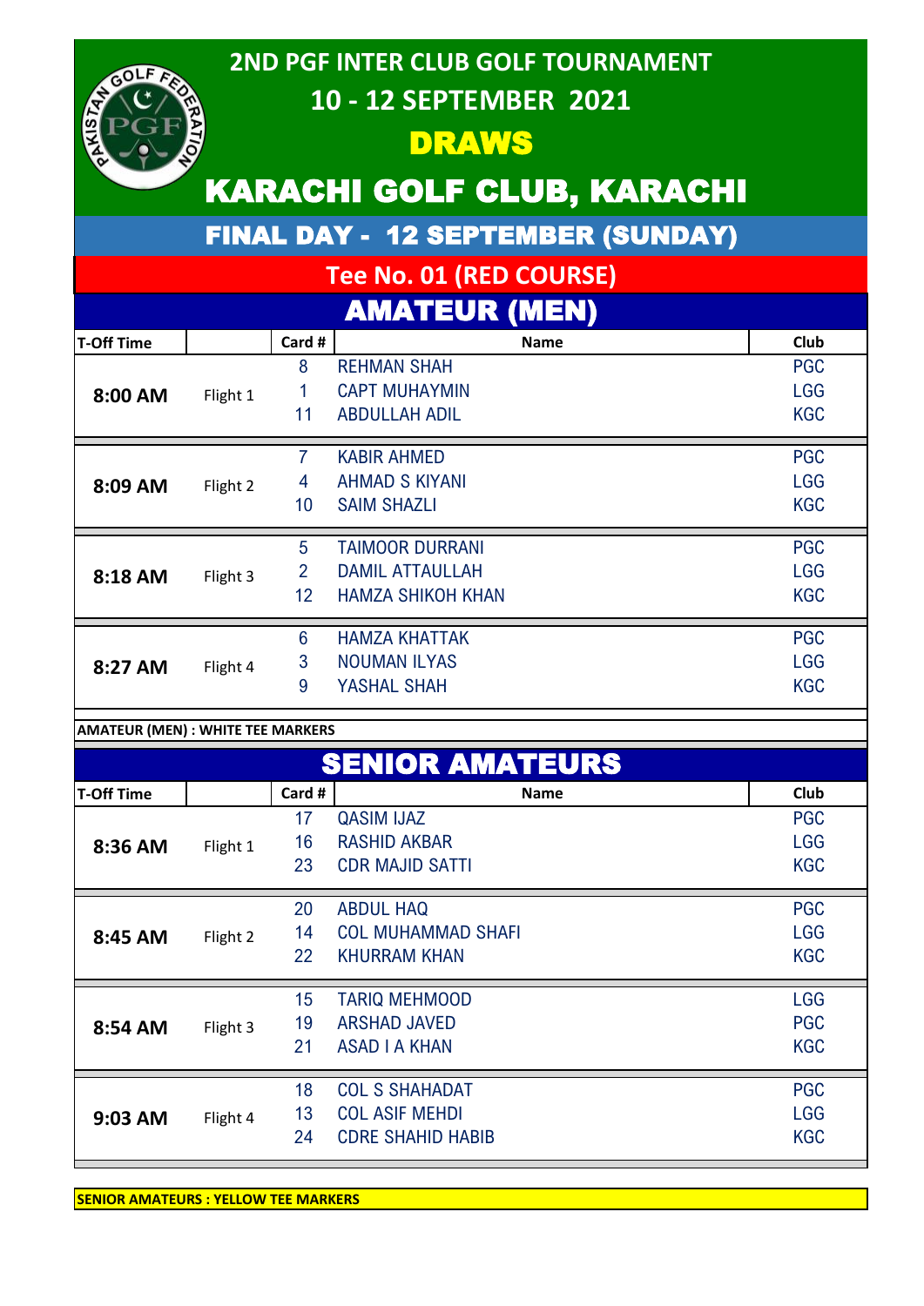# 2ND PGF INTER CLUB GOLF TOURNAMENT

## 10 - 12 SEPTEMBER 2021

## DRAWS

# KARACHI GOLF CLUB, KARACHI

## FINAL DAY - 12 SEPTEMBER (SUNDAY)

### Tee No. 01 (RED COURSE)

### AMATEUR (MEN)

| T-Off Time | | Card # | Name | Club |
|---|---|---|---|---|
| 8:00 AM | Flight 1 | 8 | REHMAN SHAH | PGC |
| | | 1 | CAPT MUHAYMIN | LGG |
| | | 11 | ABDULLAH ADIL | KGC |
| 8:09 AM | Flight 2 | 7 | KABIR AHMED | PGC |
| | | 4 | AHMAD S KIYANI | LGG |
| | | 10 | SAIM SHAZLI | KGC |
| 8:18 AM | Flight 3 | 5 | TAIMOOR DURRANI | PGC |
| | | 2 | DAMIL ATTAULLAH | LGG |
| | | 12 | HAMZA SHIKOH KHAN | KGC |
| 8:27 AM | Flight 4 | 6 | HAMZA KHATTAK | PGC |
| | | 3 | NOUMAN ILYAS | LGG |
| | | 9 | YASHAL SHAH | KGC |

**AMATEUR (MEN) : WHITE TEE MARKERS**

### SENIOR AMATEURS

| T-Off Time | | Card # | Name | Club |
|---|---|---|---|---|
| 8:36 AM | Flight 1 | 17 | QASIM IJAZ | PGC |
| | | 16 | RASHID AKBAR | LGG |
| | | 23 | CDR MAJID SATTI | KGC |
| 8:45 AM | Flight 2 | 20 | ABDUL HAQ | PGC |
| | | 14 | COL MUHAMMAD SHAFI | LGG |
| | | 22 | KHURRAM KHAN | KGC |
| 8:54 AM | Flight 3 | 15 | TARIQ MEHMOOD | LGG |
| | | 19 | ARSHAD JAVED | PGC |
| | | 21 | ASAD I A KHAN | KGC |
| 9:03 AM | Flight 4 | 18 | COL S SHAHADAT | PGC |
| | | 13 | COL ASIF MEHDI | LGG |
| | | 24 | CDRE SHAHID HABIB | KGC |

**SENIOR AMATEURS : YELLOW TEE MARKERS**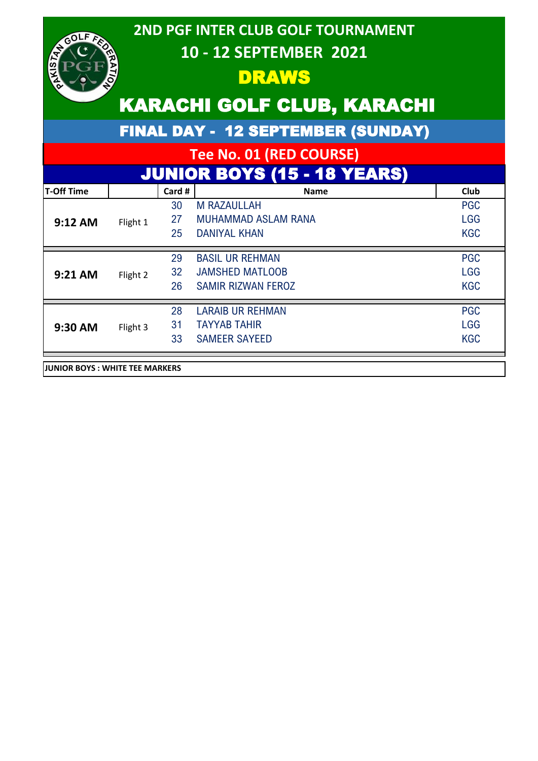# 2ND PGF INTER CLUB GOLF TOURNAMENT

## 10 - 12 SEPTEMBER 2021

## DRAWS

# KARACHI GOLF CLUB, KARACHI

## FINAL DAY - 12 SEPTEMBER (SUNDAY)

### Tee No. 01 (RED COURSE)

### JUNIOR BOYS (15 - 18 YEARS)

| T-Off Time | | Card # | Name | Club |
|---|---|---|---|---|
| 9:12 AM | Flight 1 | 30 | M RAZAULLAH | PGC |
| | | 27 | MUHAMMAD ASLAM RANA | LGG |
| | | 25 | DANIYAL KHAN | KGC |
| 9:21 AM | Flight 2 | 29 | BASIL UR REHMAN | PGC |
| | | 32 | JAMSHED MATLOOB | LGG |
| | | 26 | SAMIR RIZWAN FEROZ | KGC |
| 9:30 AM | Flight 3 | 28 | LARAIB UR REHMAN | PGC |
| | | 31 | TAYYAB TAHIR | LGG |
| | | 33 | SAMEER SAYEED | KGC |

**JUNIOR BOYS : WHITE TEE MARKERS**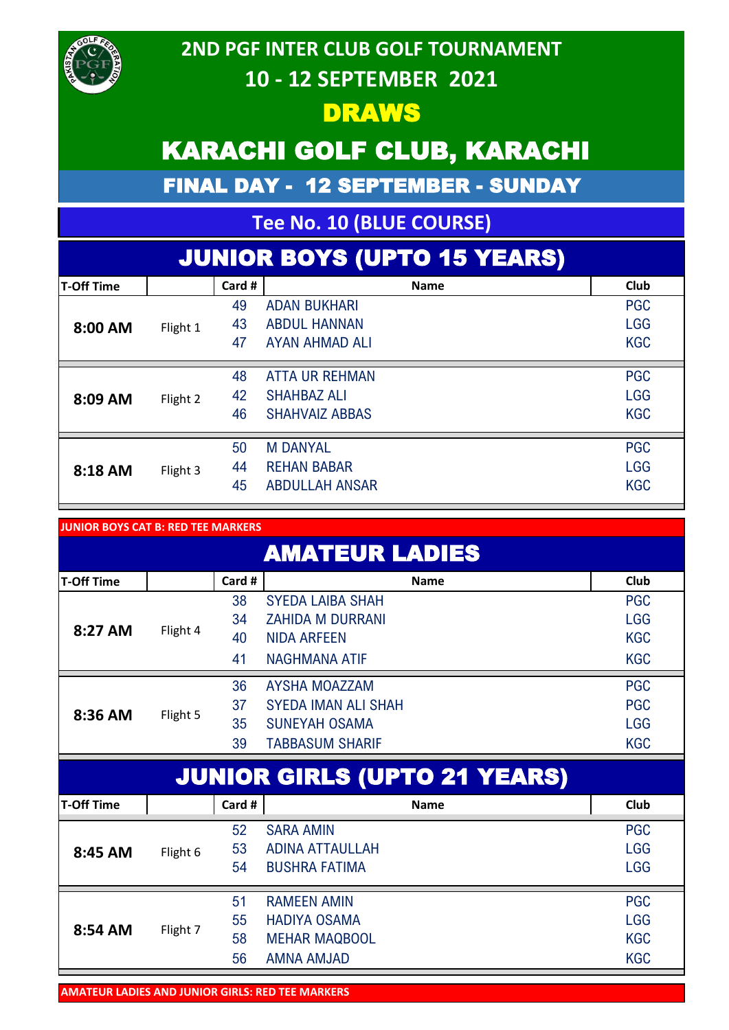# 2ND PGF INTER CLUB GOLF TOURNAMENT

## 10 - 12 SEPTEMBER 2021

## DRAWS

# KARACHI GOLF CLUB, KARACHI

## FINAL DAY - 12 SEPTEMBER - SUNDAY

### Tee No. 10 (BLUE COURSE)

## JUNIOR BOYS (UPTO 15 YEARS)

| T-Off Time | | Card # | Name | Club |
|---|---|---|---|---|
| 8:00 AM | Flight 1 | 49 | ADAN BUKHARI | PGC |
| | | 43 | ABDUL HANNAN | LGG |
| | | 47 | AYAN AHMAD ALI | KGC |
| 8:09 AM | Flight 2 | 48 | ATTA UR REHMAN | PGC |
| | | 42 | SHAHBAZ ALI | LGG |
| | | 46 | SHAHVAIZ ABBAS | KGC |
| 8:18 AM | Flight 3 | 50 | M DANYAL | PGC |
| | | 44 | REHAN BABAR | LGG |
| | | 45 | ABDULLAH ANSAR | KGC |

**JUNIOR BOYS CAT B: RED TEE MARKERS**

## AMATEUR LADIES

| T-Off Time | | Card # | Name | Club |
|---|---|---|---|---|
| 8:27 AM | Flight 4 | 38 | SYEDA LAIBA SHAH | PGC |
| | | 34 | ZAHIDA M DURRANI | LGG |
| | | 40 | NIDA ARFEEN | KGC |
| | | 41 | NAGHMANA ATIF | KGC |
| 8:36 AM | Flight 5 | 36 | AYSHA MOAZZAM | PGC |
| | | 37 | SYEDA IMAN ALI SHAH | PGC |
| | | 35 | SUNEYAH OSAMA | LGG |
| | | 39 | TABBASUM SHARIF | KGC |

## JUNIOR GIRLS (UPTO 21 YEARS)

| T-Off Time | | Card # | Name | Club |
|---|---|---|---|---|
| 8:45 AM | Flight 6 | 52 | SARA AMIN | PGC |
| | | 53 | ADINA ATTAULLAH | LGG |
| | | 54 | BUSHRA FATIMA | LGG |
| 8:54 AM | Flight 7 | 51 | RAMEEN AMIN | PGC |
| | | 55 | HADIYA OSAMA | LGG |
| | | 58 | MEHAR MAQBOOL | KGC |
| | | 56 | AMNA AMJAD | KGC |

**AMATEUR LADIES AND JUNIOR GIRLS: RED TEE MARKERS**